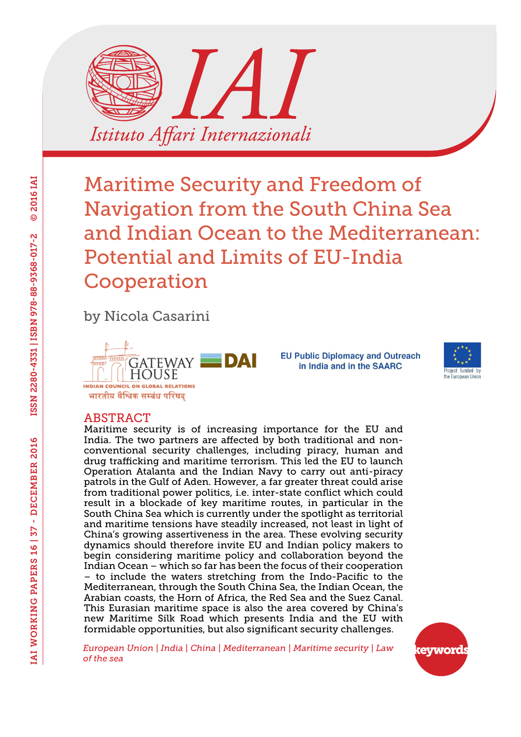# Maritime Security and Freedom of Navigation from the South China Sea and Indian Ocean to the Mediterranean: Potential and Limits of EU-India Cooperation

by Nicola Casarini

## ABSTRACT

Maritime security is of increasing importance for the EU and India. The two partners are affected by both traditional and non-conventional security challenges, including piracy, human and drug trafficking and maritime terrorism. This led the EU to launch Operation Atalanta and the Indian Navy to carry out anti-piracy patrols in the Gulf of Aden. However, a far greater threat could arise from traditional power politics, i.e. inter-state conflict which could result in a blockade of key maritime routes, in particular in the South China Sea which is currently under the spotlight as territorial and maritime tensions have steadily increased, not least in light of China's growing assertiveness in the area. These evolving security dynamics should therefore invite EU and Indian policy makers to begin considering maritime policy and collaboration beyond the Indian Ocean – which so far has been the focus of their cooperation – to include the waters stretching from the Indo-Pacific to the Mediterranean, through the South China Sea, the Indian Ocean, the Arabian coasts, the Horn of Africa, the Red Sea and the Suez Canal. This Eurasian maritime space is also the area covered by China's new Maritime Silk Road which presents India and the EU with formidable opportunities, but also significant security challenges.

*European Union | India | China | Mediterranean | Maritime security | Law of the sea*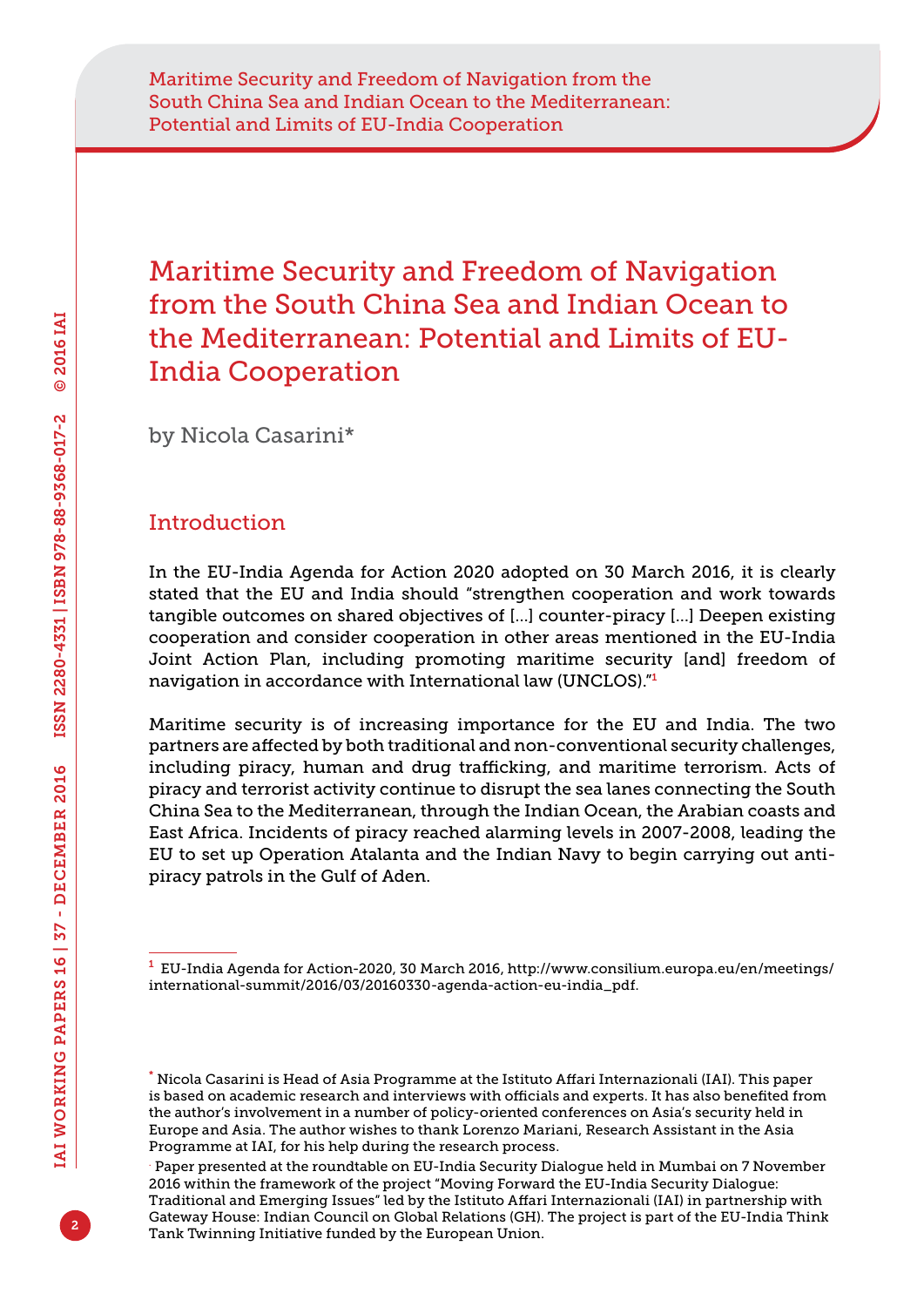# Maritime Security and Freedom of Navigation from the South China Sea and Indian Ocean to the Mediterranean: Potential and Limits of EU-India Cooperation

by Nicola Casarini*

## Introduction

In the EU-India Agenda for Action 2020 adopted on 30 March 2016, it is clearly stated that the EU and India should "strengthen cooperation and work towards tangible outcomes on shared objectives of [...] counter-piracy [...] Deepen existing cooperation and consider cooperation in other areas mentioned in the EU-India Joint Action Plan, including promoting maritime security [and] freedom of navigation in accordance with International law (UNCLOS)."[1]

Maritime security is of increasing importance for the EU and India. The two partners are affected by both traditional and non-conventional security challenges, including piracy, human and drug trafficking, and maritime terrorism. Acts of piracy and terrorist activity continue to disrupt the sea lanes connecting the South China Sea to the Mediterranean, through the Indian Ocean, the Arabian coasts and East Africa. Incidents of piracy reached alarming levels in 2007-2008, leading the EU to set up Operation Atalanta and the Indian Navy to begin carrying out anti-piracy patrols in the Gulf of Aden.

---

[1] EU-India Agenda for Action-2020, 30 March 2016, http://www.consilium.europa.eu/en/meetings/international-summit/2016/03/20160330-agenda-action-eu-india_pdf.

[*] Nicola Casarini is Head of Asia Programme at the Istituto Affari Internazionali (IAI). This paper is based on academic research and interviews with officials and experts. It has also benefited from the author's involvement in a number of policy-oriented conferences on Asia's security held in Europe and Asia. The author wishes to thank Lorenzo Mariani, Research Assistant in the Asia Programme at IAI, for his help during the research process.

. Paper presented at the roundtable on EU-India Security Dialogue held in Mumbai on 7 November 2016 within the framework of the project "Moving Forward the EU-India Security Dialogue: Traditional and Emerging Issues" led by the Istituto Affari Internazionali (IAI) in partnership with Gateway House: Indian Council on Global Relations (GH). The project is part of the EU-India Think Tank Twinning Initiative funded by the European Union.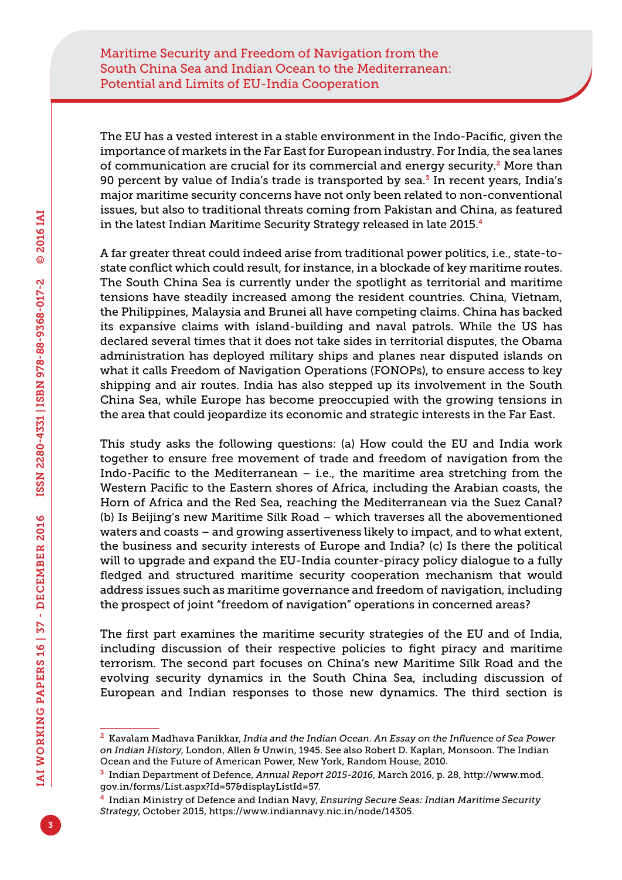The EU has a vested interest in a stable environment in the Indo-Pacific, given the importance of markets in the Far East for European industry. For India, the sea lanes of communication are crucial for its commercial and energy security.[2] More than 90 percent by value of India's trade is transported by sea.[3] In recent years, India's major maritime security concerns have not only been related to non-conventional issues, but also to traditional threats coming from Pakistan and China, as featured in the latest Indian Maritime Security Strategy released in late 2015.[4]

A far greater threat could indeed arise from traditional power politics, i.e., state-to-state conflict which could result, for instance, in a blockade of key maritime routes. The South China Sea is currently under the spotlight as territorial and maritime tensions have steadily increased among the resident countries. China, Vietnam, the Philippines, Malaysia and Brunei all have competing claims. China has backed its expansive claims with island-building and naval patrols. While the US has declared several times that it does not take sides in territorial disputes, the Obama administration has deployed military ships and planes near disputed islands on what it calls Freedom of Navigation Operations (FONOPs), to ensure access to key shipping and air routes. India has also stepped up its involvement in the South China Sea, while Europe has become preoccupied with the growing tensions in the area that could jeopardize its economic and strategic interests in the Far East.

This study asks the following questions: (a) How could the EU and India work together to ensure free movement of trade and freedom of navigation from the Indo-Pacific to the Mediterranean – i.e., the maritime area stretching from the Western Pacific to the Eastern shores of Africa, including the Arabian coasts, the Horn of Africa and the Red Sea, reaching the Mediterranean via the Suez Canal? (b) Is Beijing's new Maritime Silk Road – which traverses all the abovementioned waters and coasts – and growing assertiveness likely to impact, and to what extent, the business and security interests of Europe and India? (c) Is there the political will to upgrade and expand the EU-India counter-piracy policy dialogue to a fully fledged and structured maritime security cooperation mechanism that would address issues such as maritime governance and freedom of navigation, including the prospect of joint "freedom of navigation" operations in concerned areas?

The first part examines the maritime security strategies of the EU and of India, including discussion of their respective policies to fight piracy and maritime terrorism. The second part focuses on China's new Maritime Silk Road and the evolving security dynamics in the South China Sea, including discussion of European and Indian responses to those new dynamics. The third section is

---

[2] Kavalam Madhava Panikkar, *India and the Indian Ocean. An Essay on the Influence of Sea Power on Indian History*, London, Allen & Unwin, 1945. See also Robert D. Kaplan, Monsoon. The Indian Ocean and the Future of American Power, New York, Random House, 2010.

[3] Indian Department of Defence, *Annual Report 2015-2016*, March 2016, p. 28, http://www.mod.gov.in/forms/List.aspx?Id=57&displayListId=57.

[4] Indian Ministry of Defence and Indian Navy, *Ensuring Secure Seas: Indian Maritime Security Strategy*, October 2015, https://www.indiannavy.nic.in/node/14305.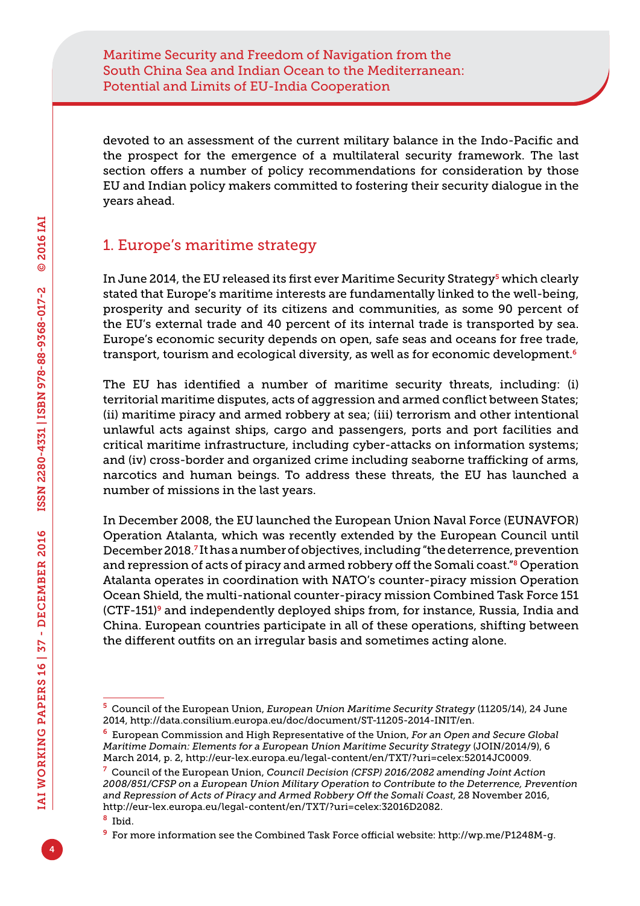devoted to an assessment of the current military balance in the Indo-Pacific and the prospect for the emergence of a multilateral security framework. The last section offers a number of policy recommendations for consideration by those EU and Indian policy makers committed to fostering their security dialogue in the years ahead.

## 1. Europe's maritime strategy

In June 2014, the EU released its first ever Maritime Security Strategy[5] which clearly stated that Europe's maritime interests are fundamentally linked to the well-being, prosperity and security of its citizens and communities, as some 90 percent of the EU's external trade and 40 percent of its internal trade is transported by sea. Europe's economic security depends on open, safe seas and oceans for free trade, transport, tourism and ecological diversity, as well as for economic development.[6]

The EU has identified a number of maritime security threats, including: (i) territorial maritime disputes, acts of aggression and armed conflict between States; (ii) maritime piracy and armed robbery at sea; (iii) terrorism and other intentional unlawful acts against ships, cargo and passengers, ports and port facilities and critical maritime infrastructure, including cyber-attacks on information systems; and (iv) cross-border and organized crime including seaborne trafficking of arms, narcotics and human beings. To address these threats, the EU has launched a number of missions in the last years.

In December 2008, the EU launched the European Union Naval Force (EUNAVFOR) Operation Atalanta, which was recently extended by the European Council until December 2018.[7] It has a number of objectives, including "the deterrence, prevention and repression of acts of piracy and armed robbery off the Somali coast."[8] Operation Atalanta operates in coordination with NATO's counter-piracy mission Operation Ocean Shield, the multi-national counter-piracy mission Combined Task Force 151 (CTF-151)[9] and independently deployed ships from, for instance, Russia, India and China. European countries participate in all of these operations, shifting between the different outfits on an irregular basis and sometimes acting alone.

---

[5] Council of the European Union, *European Union Maritime Security Strategy* (11205/14), 24 June 2014, http://data.consilium.europa.eu/doc/document/ST-11205-2014-INIT/en.

[6] European Commission and High Representative of the Union, *For an Open and Secure Global Maritime Domain: Elements for a European Union Maritime Security Strategy* (JOIN/2014/9), 6 March 2014, p. 2, http://eur-lex.europa.eu/legal-content/en/TXT/?uri=celex:52014JC0009.

[7] Council of the European Union, *Council Decision (CFSP) 2016/2082 amending Joint Action 2008/851/CFSP on a European Union Military Operation to Contribute to the Deterrence, Prevention and Repression of Acts of Piracy and Armed Robbery Off the Somali Coast*, 28 November 2016, http://eur-lex.europa.eu/legal-content/en/TXT/?uri=celex:32016D2082.

[8] Ibid.

[9] For more information see the Combined Task Force official website: http://wp.me/P1248M-g.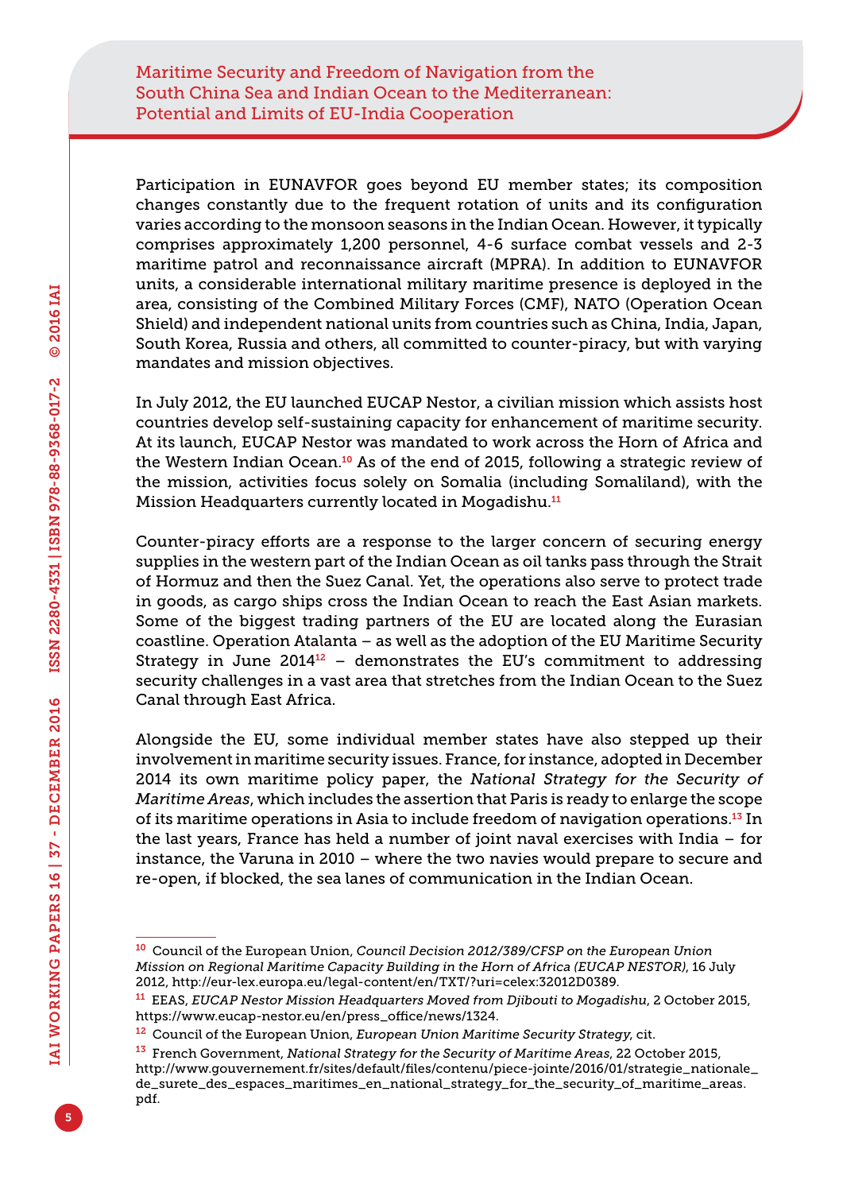Participation in EUNAVFOR goes beyond EU member states; its composition changes constantly due to the frequent rotation of units and its configuration varies according to the monsoon seasons in the Indian Ocean. However, it typically comprises approximately 1,200 personnel, 4-6 surface combat vessels and 2-3 maritime patrol and reconnaissance aircraft (MPRA). In addition to EUNAVFOR units, a considerable international military maritime presence is deployed in the area, consisting of the Combined Military Forces (CMF), NATO (Operation Ocean Shield) and independent national units from countries such as China, India, Japan, South Korea, Russia and others, all committed to counter-piracy, but with varying mandates and mission objectives.

In July 2012, the EU launched EUCAP Nestor, a civilian mission which assists host countries develop self-sustaining capacity for enhancement of maritime security. At its launch, EUCAP Nestor was mandated to work across the Horn of Africa and the Western Indian Ocean.[10] As of the end of 2015, following a strategic review of the mission, activities focus solely on Somalia (including Somaliland), with the Mission Headquarters currently located in Mogadishu.[11]

Counter-piracy efforts are a response to the larger concern of securing energy supplies in the western part of the Indian Ocean as oil tanks pass through the Strait of Hormuz and then the Suez Canal. Yet, the operations also serve to protect trade in goods, as cargo ships cross the Indian Ocean to reach the East Asian markets. Some of the biggest trading partners of the EU are located along the Eurasian coastline. Operation Atalanta – as well as the adoption of the EU Maritime Security Strategy in June 2014[12] – demonstrates the EU's commitment to addressing security challenges in a vast area that stretches from the Indian Ocean to the Suez Canal through East Africa.

Alongside the EU, some individual member states have also stepped up their involvement in maritime security issues. France, for instance, adopted in December 2014 its own maritime policy paper, the *National Strategy for the Security of Maritime Areas*, which includes the assertion that Paris is ready to enlarge the scope of its maritime operations in Asia to include freedom of navigation operations.[13] In the last years, France has held a number of joint naval exercises with India – for instance, the Varuna in 2010 – where the two navies would prepare to secure and re-open, if blocked, the sea lanes of communication in the Indian Ocean.

---

[10] Council of the European Union, *Council Decision 2012/389/CFSP on the European Union Mission on Regional Maritime Capacity Building in the Horn of Africa (EUCAP NESTOR)*, 16 July 2012, http://eur-lex.europa.eu/legal-content/en/TXT/?uri=celex:32012D0389.

[11] EEAS, *EUCAP Nestor Mission Headquarters Moved from Djibouti to Mogadishu*, 2 October 2015, https://www.eucap-nestor.eu/en/press_office/news/1324.

[12] Council of the European Union, *European Union Maritime Security Strategy*, cit.

[13] French Government, *National Strategy for the Security of Maritime Areas*, 22 October 2015, http://www.gouvernement.fr/sites/default/files/contenu/piece-jointe/2016/01/strategie_nationale_de_surete_des_espaces_maritimes_en_national_strategy_for_the_security_of_maritime_areas.pdf.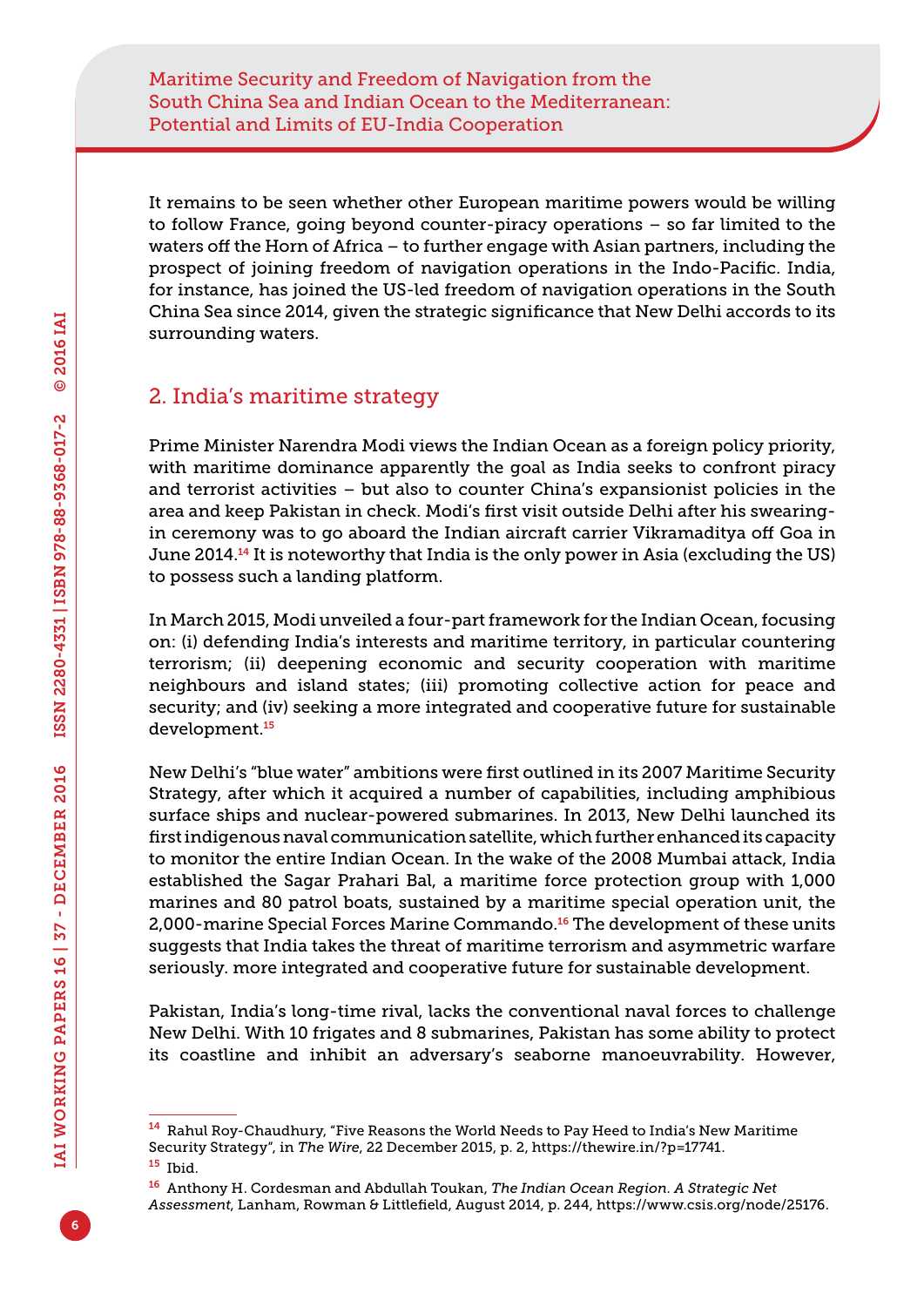It remains to be seen whether other European maritime powers would be willing to follow France, going beyond counter-piracy operations – so far limited to the waters off the Horn of Africa – to further engage with Asian partners, including the prospect of joining freedom of navigation operations in the Indo-Pacific. India, for instance, has joined the US-led freedom of navigation operations in the South China Sea since 2014, given the strategic significance that New Delhi accords to its surrounding waters.

## 2. India's maritime strategy

Prime Minister Narendra Modi views the Indian Ocean as a foreign policy priority, with maritime dominance apparently the goal as India seeks to confront piracy and terrorist activities – but also to counter China's expansionist policies in the area and keep Pakistan in check. Modi's first visit outside Delhi after his swearing-in ceremony was to go aboard the Indian aircraft carrier Vikramaditya off Goa in June 2014.[14] It is noteworthy that India is the only power in Asia (excluding the US) to possess such a landing platform.

In March 2015, Modi unveiled a four-part framework for the Indian Ocean, focusing on: (i) defending India's interests and maritime territory, in particular countering terrorism; (ii) deepening economic and security cooperation with maritime neighbours and island states; (iii) promoting collective action for peace and security; and (iv) seeking a more integrated and cooperative future for sustainable development.[15]

New Delhi's "blue water" ambitions were first outlined in its 2007 Maritime Security Strategy, after which it acquired a number of capabilities, including amphibious surface ships and nuclear-powered submarines. In 2013, New Delhi launched its first indigenous naval communication satellite, which further enhanced its capacity to monitor the entire Indian Ocean. In the wake of the 2008 Mumbai attack, India established the Sagar Prahari Bal, a maritime force protection group with 1,000 marines and 80 patrol boats, sustained by a maritime special operation unit, the 2,000-marine Special Forces Marine Commando.[16] The development of these units suggests that India takes the threat of maritime terrorism and asymmetric warfare seriously. more integrated and cooperative future for sustainable development.

Pakistan, India's long-time rival, lacks the conventional naval forces to challenge New Delhi. With 10 frigates and 8 submarines, Pakistan has some ability to protect its coastline and inhibit an adversary's seaborne manoeuvrability. However,

---

[14] Rahul Roy-Chaudhury, "Five Reasons the World Needs to Pay Heed to India's New Maritime Security Strategy", in *The Wire*, 22 December 2015, p. 2, https://thewire.in/?p=17741.

[15] Ibid.

[16] Anthony H. Cordesman and Abdullah Toukan, *The Indian Ocean Region. A Strategic Net Assessment*, Lanham, Rowman & Littlefield, August 2014, p. 244, https://www.csis.org/node/25176.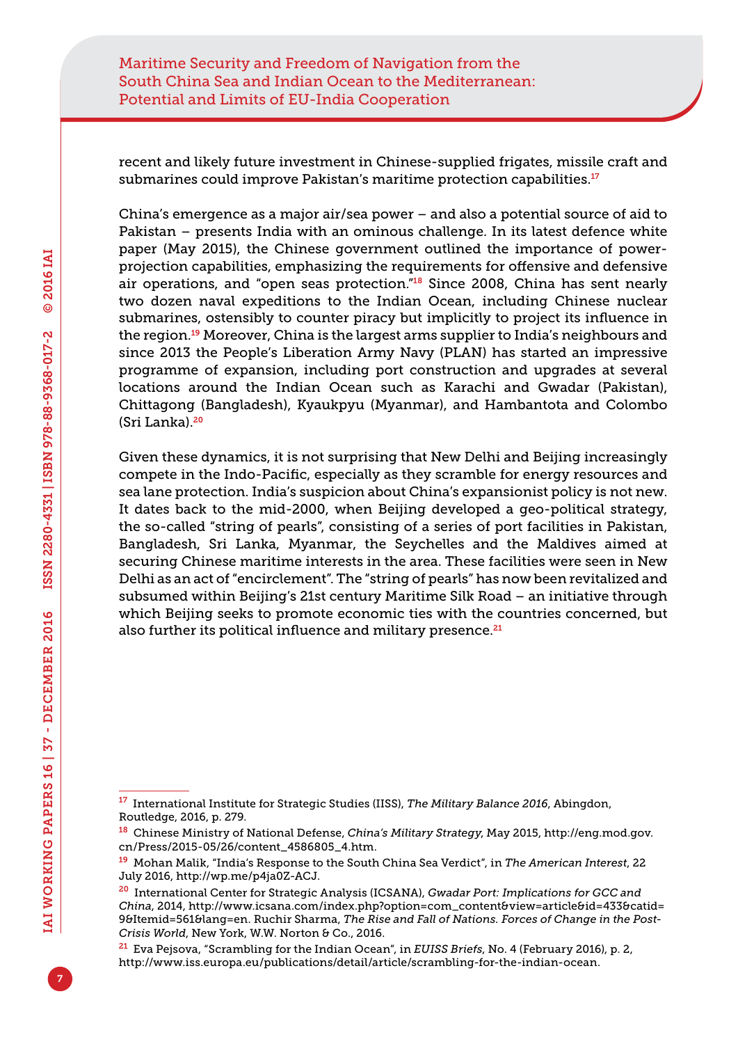recent and likely future investment in Chinese-supplied frigates, missile craft and submarines could improve Pakistan's maritime protection capabilities.[17]

China's emergence as a major air/sea power – and also a potential source of aid to Pakistan – presents India with an ominous challenge. In its latest defence white paper (May 2015), the Chinese government outlined the importance of power-projection capabilities, emphasizing the requirements for offensive and defensive air operations, and "open seas protection."[18] Since 2008, China has sent nearly two dozen naval expeditions to the Indian Ocean, including Chinese nuclear submarines, ostensibly to counter piracy but implicitly to project its influence in the region.[19] Moreover, China is the largest arms supplier to India's neighbours and since 2013 the People's Liberation Army Navy (PLAN) has started an impressive programme of expansion, including port construction and upgrades at several locations around the Indian Ocean such as Karachi and Gwadar (Pakistan), Chittagong (Bangladesh), Kyaukpyu (Myanmar), and Hambantota and Colombo (Sri Lanka).[20]

Given these dynamics, it is not surprising that New Delhi and Beijing increasingly compete in the Indo-Pacific, especially as they scramble for energy resources and sea lane protection. India's suspicion about China's expansionist policy is not new. It dates back to the mid-2000, when Beijing developed a geo-political strategy, the so-called "string of pearls", consisting of a series of port facilities in Pakistan, Bangladesh, Sri Lanka, Myanmar, the Seychelles and the Maldives aimed at securing Chinese maritime interests in the area. These facilities were seen in New Delhi as an act of "encirclement". The "string of pearls" has now been revitalized and subsumed within Beijing's 21st century Maritime Silk Road – an initiative through which Beijing seeks to promote economic ties with the countries concerned, but also further its political influence and military presence.[21]

---

[17] International Institute for Strategic Studies (IISS), *The Military Balance 2016*, Abingdon, Routledge, 2016, p. 279.

[18] Chinese Ministry of National Defense, *China's Military Strategy*, May 2015, http://eng.mod.gov.cn/Press/2015-05/26/content_4586805_4.htm.

[19] Mohan Malik, "India's Response to the South China Sea Verdict", in *The American Interest*, 22 July 2016, http://wp.me/p4ja0Z-ACJ.

[20] International Center for Strategic Analysis (ICSANA), *Gwadar Port: Implications for GCC and China*, 2014, http://www.icsana.com/index.php?option=com_content&view=article&id=433&catid=9&Itemid=561&lang=en. Ruchir Sharma, *The Rise and Fall of Nations. Forces of Change in the Post-Crisis World*, New York, W.W. Norton & Co., 2016.

[21] Eva Pejsova, "Scrambling for the Indian Ocean", in *EUISS Briefs*, No. 4 (February 2016), p. 2, http://www.iss.europa.eu/publications/detail/article/scrambling-for-the-indian-ocean.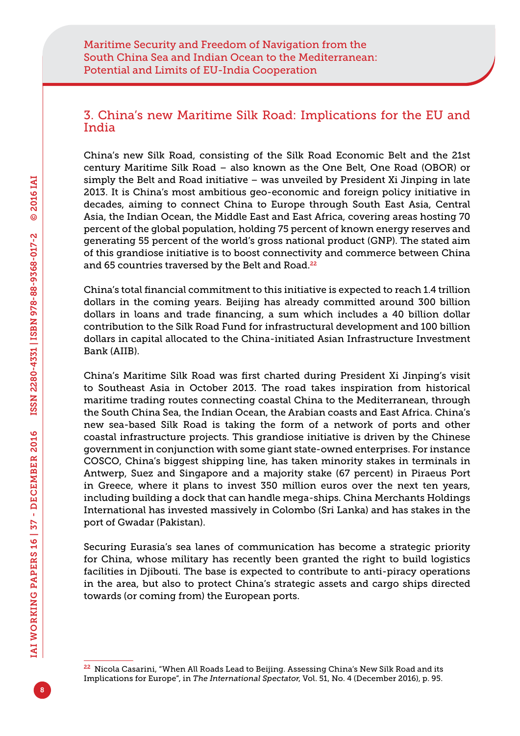## 3. China's new Maritime Silk Road: Implications for the EU and India

China's new Silk Road, consisting of the Silk Road Economic Belt and the 21st century Maritime Silk Road – also known as the One Belt, One Road (OBOR) or simply the Belt and Road initiative – was unveiled by President Xi Jinping in late 2013. It is China's most ambitious geo-economic and foreign policy initiative in decades, aiming to connect China to Europe through South East Asia, Central Asia, the Indian Ocean, the Middle East and East Africa, covering areas hosting 70 percent of the global population, holding 75 percent of known energy reserves and generating 55 percent of the world's gross national product (GNP). The stated aim of this grandiose initiative is to boost connectivity and commerce between China and 65 countries traversed by the Belt and Road.[22]

China's total financial commitment to this initiative is expected to reach 1.4 trillion dollars in the coming years. Beijing has already committed around 300 billion dollars in loans and trade financing, a sum which includes a 40 billion dollar contribution to the Silk Road Fund for infrastructural development and 100 billion dollars in capital allocated to the China-initiated Asian Infrastructure Investment Bank (AIIB).

China's Maritime Silk Road was first charted during President Xi Jinping's visit to Southeast Asia in October 2013. The road takes inspiration from historical maritime trading routes connecting coastal China to the Mediterranean, through the South China Sea, the Indian Ocean, the Arabian coasts and East Africa. China's new sea-based Silk Road is taking the form of a network of ports and other coastal infrastructure projects. This grandiose initiative is driven by the Chinese government in conjunction with some giant state-owned enterprises. For instance COSCO, China's biggest shipping line, has taken minority stakes in terminals in Antwerp, Suez and Singapore and a majority stake (67 percent) in Piraeus Port in Greece, where it plans to invest 350 million euros over the next ten years, including building a dock that can handle mega-ships. China Merchants Holdings International has invested massively in Colombo (Sri Lanka) and has stakes in the port of Gwadar (Pakistan).

Securing Eurasia's sea lanes of communication has become a strategic priority for China, whose military has recently been granted the right to build logistics facilities in Djibouti. The base is expected to contribute to anti-piracy operations in the area, but also to protect China's strategic assets and cargo ships directed towards (or coming from) the European ports.

[22] Nicola Casarini, "When All Roads Lead to Beijing. Assessing China's New Silk Road and its Implications for Europe", in *The International Spectator*, Vol. 51, No. 4 (December 2016), p. 95.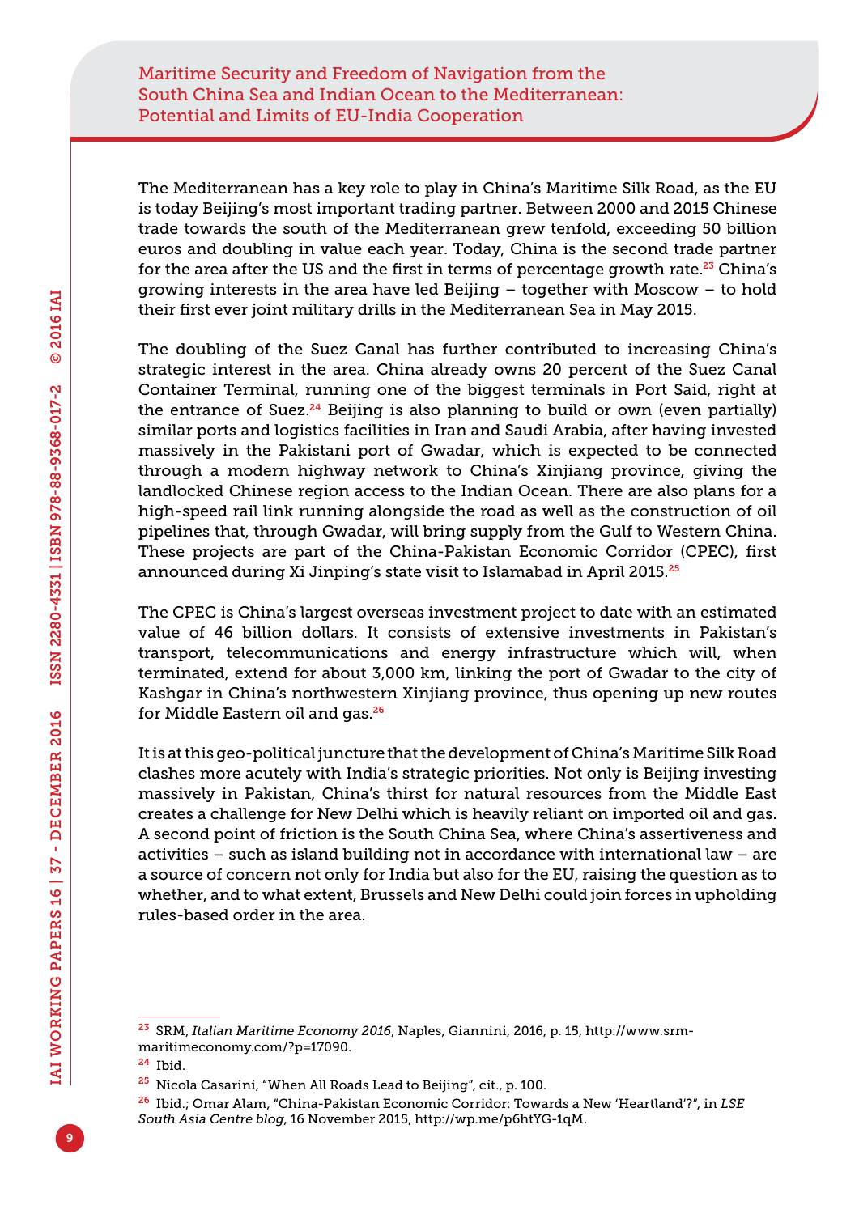The Mediterranean has a key role to play in China's Maritime Silk Road, as the EU is today Beijing's most important trading partner. Between 2000 and 2015 Chinese trade towards the south of the Mediterranean grew tenfold, exceeding 50 billion euros and doubling in value each year. Today, China is the second trade partner for the area after the US and the first in terms of percentage growth rate.[23] China's growing interests in the area have led Beijing – together with Moscow – to hold their first ever joint military drills in the Mediterranean Sea in May 2015.

The doubling of the Suez Canal has further contributed to increasing China's strategic interest in the area. China already owns 20 percent of the Suez Canal Container Terminal, running one of the biggest terminals in Port Said, right at the entrance of Suez.[24] Beijing is also planning to build or own (even partially) similar ports and logistics facilities in Iran and Saudi Arabia, after having invested massively in the Pakistani port of Gwadar, which is expected to be connected through a modern highway network to China's Xinjiang province, giving the landlocked Chinese region access to the Indian Ocean. There are also plans for a high-speed rail link running alongside the road as well as the construction of oil pipelines that, through Gwadar, will bring supply from the Gulf to Western China. These projects are part of the China-Pakistan Economic Corridor (CPEC), first announced during Xi Jinping's state visit to Islamabad in April 2015.[25]

The CPEC is China's largest overseas investment project to date with an estimated value of 46 billion dollars. It consists of extensive investments in Pakistan's transport, telecommunications and energy infrastructure which will, when terminated, extend for about 3,000 km, linking the port of Gwadar to the city of Kashgar in China's northwestern Xinjiang province, thus opening up new routes for Middle Eastern oil and gas.[26]

It is at this geo-political juncture that the development of China's Maritime Silk Road clashes more acutely with India's strategic priorities. Not only is Beijing investing massively in Pakistan, China's thirst for natural resources from the Middle East creates a challenge for New Delhi which is heavily reliant on imported oil and gas. A second point of friction is the South China Sea, where China's assertiveness and activities – such as island building not in accordance with international law – are a source of concern not only for India but also for the EU, raising the question as to whether, and to what extent, Brussels and New Delhi could join forces in upholding rules-based order in the area.

---

[23] SRM, *Italian Maritime Economy 2016*, Naples, Giannini, 2016, p. 15, http://www.srm-maritimeconomy.com/?p=17090.

[24] Ibid.

[25] Nicola Casarini, "When All Roads Lead to Beijing", cit., p. 100.

[26] Ibid.; Omar Alam, "China-Pakistan Economic Corridor: Towards a New 'Heartland'?", in *LSE South Asia Centre blog*, 16 November 2015, http://wp.me/p6htYG-1qM.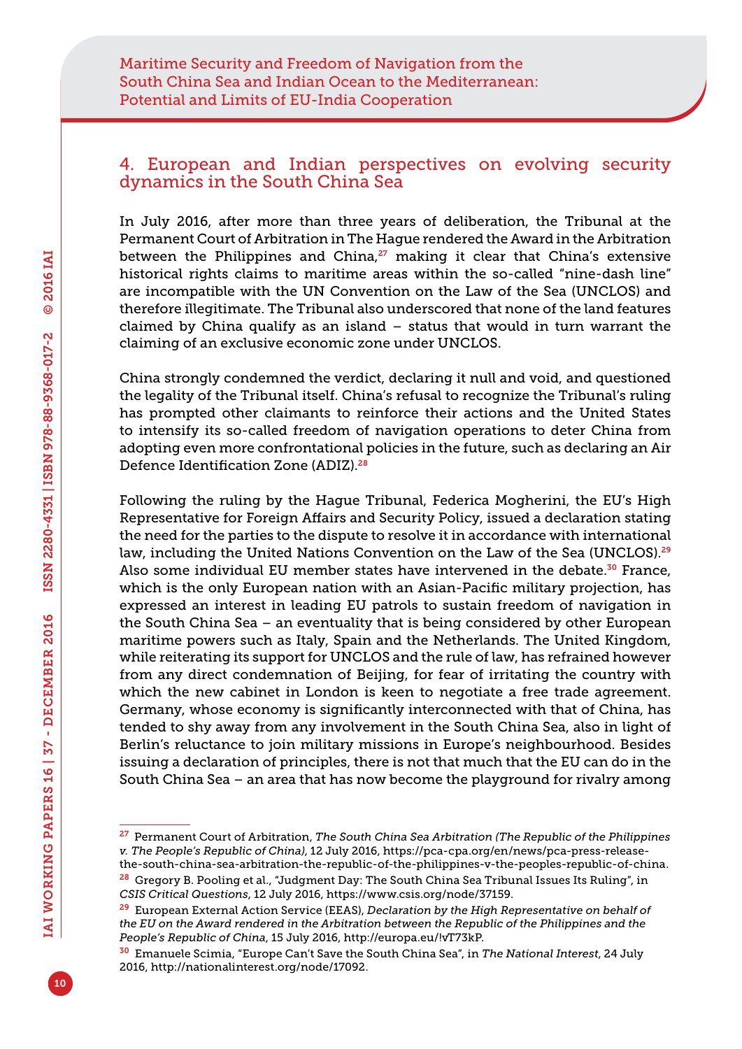## 4. European and Indian perspectives on evolving security dynamics in the South China Sea

In July 2016, after more than three years of deliberation, the Tribunal at the Permanent Court of Arbitration in The Hague rendered the Award in the Arbitration between the Philippines and China,[27] making it clear that China's extensive historical rights claims to maritime areas within the so-called "nine-dash line" are incompatible with the UN Convention on the Law of the Sea (UNCLOS) and therefore illegitimate. The Tribunal also underscored that none of the land features claimed by China qualify as an island – status that would in turn warrant the claiming of an exclusive economic zone under UNCLOS.

China strongly condemned the verdict, declaring it null and void, and questioned the legality of the Tribunal itself. China's refusal to recognize the Tribunal's ruling has prompted other claimants to reinforce their actions and the United States to intensify its so-called freedom of navigation operations to deter China from adopting even more confrontational policies in the future, such as declaring an Air Defence Identification Zone (ADIZ).[28]

Following the ruling by the Hague Tribunal, Federica Mogherini, the EU's High Representative for Foreign Affairs and Security Policy, issued a declaration stating the need for the parties to the dispute to resolve it in accordance with international law, including the United Nations Convention on the Law of the Sea (UNCLOS).[29] Also some individual EU member states have intervened in the debate.[30] France, which is the only European nation with an Asian-Pacific military projection, has expressed an interest in leading EU patrols to sustain freedom of navigation in the South China Sea – an eventuality that is being considered by other European maritime powers such as Italy, Spain and the Netherlands. The United Kingdom, while reiterating its support for UNCLOS and the rule of law, has refrained however from any direct condemnation of Beijing, for fear of irritating the country with which the new cabinet in London is keen to negotiate a free trade agreement. Germany, whose economy is significantly interconnected with that of China, has tended to shy away from any involvement in the South China Sea, also in light of Berlin's reluctance to join military missions in Europe's neighbourhood. Besides issuing a declaration of principles, there is not that much that the EU can do in the South China Sea – an area that has now become the playground for rivalry among

---

[27] Permanent Court of Arbitration, *The South China Sea Arbitration (The Republic of the Philippines v. The People's Republic of China)*, 12 July 2016, https://pca-cpa.org/en/news/pca-press-release-the-south-china-sea-arbitration-the-republic-of-the-philippines-v-the-peoples-republic-of-china.

[28] Gregory B. Pooling et al., "Judgment Day: The South China Sea Tribunal Issues Its Ruling", in *CSIS Critical Questions*, 12 July 2016, https://www.csis.org/node/37159.

[29] European External Action Service (EEAS), *Declaration by the High Representative on behalf of the EU on the Award rendered in the Arbitration between the Republic of the Philippines and the People's Republic of China*, 15 July 2016, http://europa.eu/!vT73kP.

[30] Emanuele Scimia, "Europe Can't Save the South China Sea", in *The National Interest*, 24 July 2016, http://nationalinterest.org/node/17092.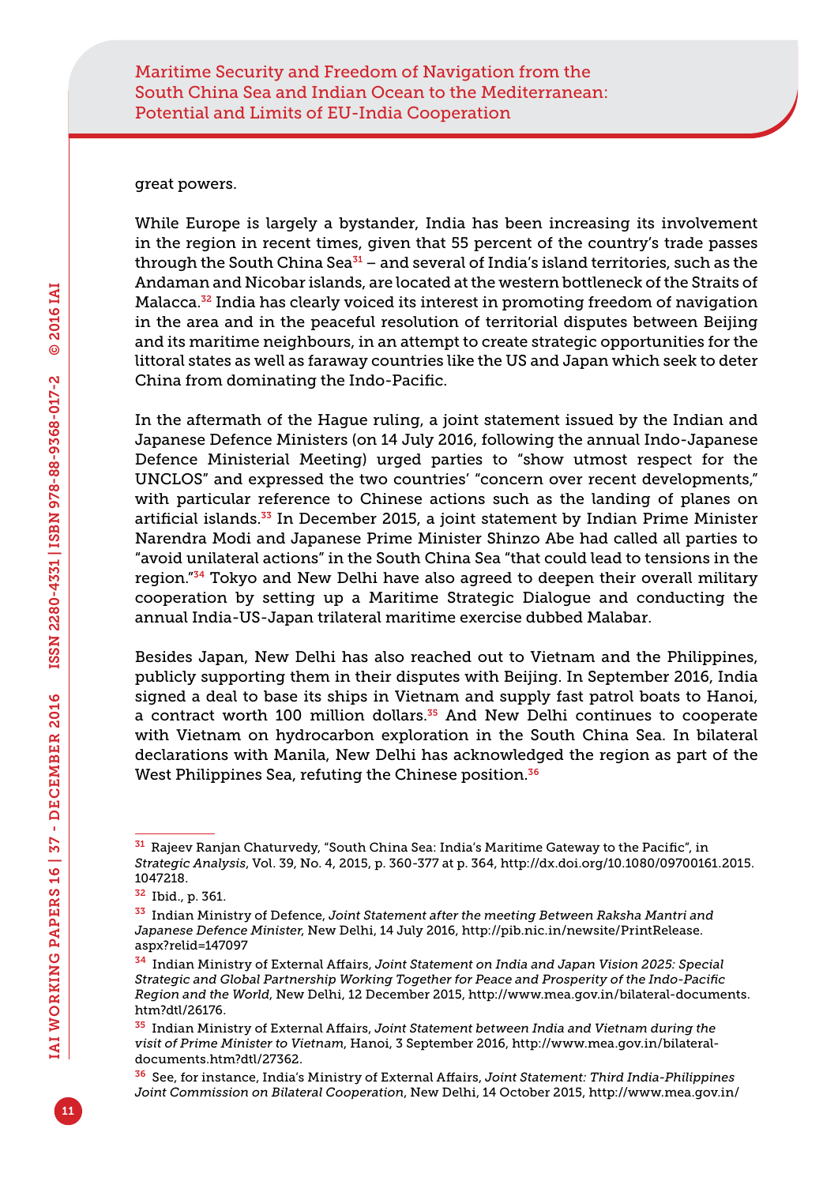great powers.

While Europe is largely a bystander, India has been increasing its involvement in the region in recent times, given that 55 percent of the country's trade passes through the South China Sea[31] – and several of India's island territories, such as the Andaman and Nicobar islands, are located at the western bottleneck of the Straits of Malacca.[32] India has clearly voiced its interest in promoting freedom of navigation in the area and in the peaceful resolution of territorial disputes between Beijing and its maritime neighbours, in an attempt to create strategic opportunities for the littoral states as well as faraway countries like the US and Japan which seek to deter China from dominating the Indo-Pacific.

In the aftermath of the Hague ruling, a joint statement issued by the Indian and Japanese Defence Ministers (on 14 July 2016, following the annual Indo-Japanese Defence Ministerial Meeting) urged parties to "show utmost respect for the UNCLOS" and expressed the two countries' "concern over recent developments," with particular reference to Chinese actions such as the landing of planes on artificial islands.[33] In December 2015, a joint statement by Indian Prime Minister Narendra Modi and Japanese Prime Minister Shinzo Abe had called all parties to "avoid unilateral actions" in the South China Sea "that could lead to tensions in the region."[34] Tokyo and New Delhi have also agreed to deepen their overall military cooperation by setting up a Maritime Strategic Dialogue and conducting the annual India-US-Japan trilateral maritime exercise dubbed Malabar.

Besides Japan, New Delhi has also reached out to Vietnam and the Philippines, publicly supporting them in their disputes with Beijing. In September 2016, India signed a deal to base its ships in Vietnam and supply fast patrol boats to Hanoi, a contract worth 100 million dollars.[35] And New Delhi continues to cooperate with Vietnam on hydrocarbon exploration in the South China Sea. In bilateral declarations with Manila, New Delhi has acknowledged the region as part of the West Philippines Sea, refuting the Chinese position.[36]

---

[31] Rajeev Ranjan Chaturvedy, "South China Sea: India's Maritime Gateway to the Pacific", in *Strategic Analysis*, Vol. 39, No. 4, 2015, p. 360-377 at p. 364, http://dx.doi.org/10.1080/09700161.2015.1047218.

[32] Ibid., p. 361.

[33] Indian Ministry of Defence, *Joint Statement after the meeting Between Raksha Mantri and Japanese Defence Minister*, New Delhi, 14 July 2016, http://pib.nic.in/newsite/PrintRelease.aspx?relid=147097

[34] Indian Ministry of External Affairs, *Joint Statement on India and Japan Vision 2025: Special Strategic and Global Partnership Working Together for Peace and Prosperity of the Indo-Pacific Region and the World*, New Delhi, 12 December 2015, http://www.mea.gov.in/bilateral-documents.htm?dtl/26176.

[35] Indian Ministry of External Affairs, *Joint Statement between India and Vietnam during the visit of Prime Minister to Vietnam*, Hanoi, 3 September 2016, http://www.mea.gov.in/bilateral-documents.htm?dtl/27362.

[36] See, for instance, India's Ministry of External Affairs, *Joint Statement: Third India-Philippines Joint Commission on Bilateral Cooperation*, New Delhi, 14 October 2015, http://www.mea.gov.in/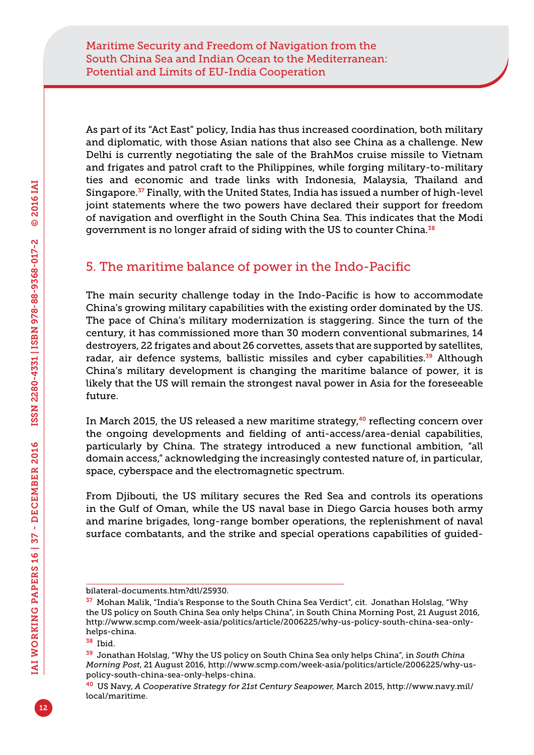As part of its "Act East" policy, India has thus increased coordination, both military and diplomatic, with those Asian nations that also see China as a challenge. New Delhi is currently negotiating the sale of the BrahMos cruise missile to Vietnam and frigates and patrol craft to the Philippines, while forging military-to-military ties and economic and trade links with Indonesia, Malaysia, Thailand and Singapore.[37] Finally, with the United States, India has issued a number of high-level joint statements where the two powers have declared their support for freedom of navigation and overflight in the South China Sea. This indicates that the Modi government is no longer afraid of siding with the US to counter China.[38]

## 5. The maritime balance of power in the Indo-Pacific

The main security challenge today in the Indo-Pacific is how to accommodate China's growing military capabilities with the existing order dominated by the US. The pace of China's military modernization is staggering. Since the turn of the century, it has commissioned more than 30 modern conventional submarines, 14 destroyers, 22 frigates and about 26 corvettes, assets that are supported by satellites, radar, air defence systems, ballistic missiles and cyber capabilities.[39] Although China's military development is changing the maritime balance of power, it is likely that the US will remain the strongest naval power in Asia for the foreseeable future.

In March 2015, the US released a new maritime strategy,[40] reflecting concern over the ongoing developments and fielding of anti-access/area-denial capabilities, particularly by China. The strategy introduced a new functional ambition, "all domain access," acknowledging the increasingly contested nature of, in particular, space, cyberspace and the electromagnetic spectrum.

From Djibouti, the US military secures the Red Sea and controls its operations in the Gulf of Oman, while the US naval base in Diego Garcia houses both army and marine brigades, long-range bomber operations, the replenishment of naval surface combatants, and the strike and special operations capabilities of guided-

---

bilateral-documents.htm?dtl/25930.

[37] Mohan Malik, "India's Response to the South China Sea Verdict", cit. Jonathan Holslag, "Why the US policy on South China Sea only helps China", in South China Morning Post, 21 August 2016, http://www.scmp.com/week-asia/politics/article/2006225/why-us-policy-south-china-sea-only-helps-china.

[38] Ibid.

[39] Jonathan Holslag, "Why the US policy on South China Sea only helps China", in *South China Morning Post*, 21 August 2016, http://www.scmp.com/week-asia/politics/article/2006225/why-us-policy-south-china-sea-only-helps-china.

[40] US Navy, *A Cooperative Strategy for 21st Century Seapower*, March 2015, http://www.navy.mil/local/maritime.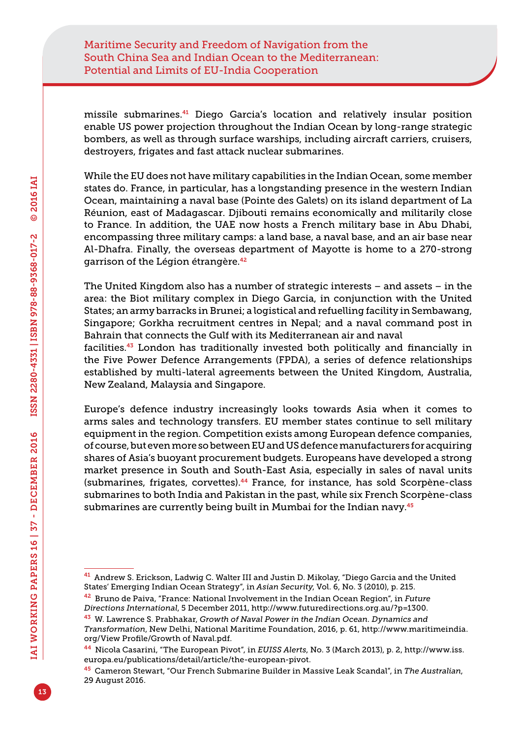missile submarines.[41] Diego Garcia's location and relatively insular position enable US power projection throughout the Indian Ocean by long-range strategic bombers, as well as through surface warships, including aircraft carriers, cruisers, destroyers, frigates and fast attack nuclear submarines.

While the EU does not have military capabilities in the Indian Ocean, some member states do. France, in particular, has a longstanding presence in the western Indian Ocean, maintaining a naval base (Pointe des Galets) on its island department of La Réunion, east of Madagascar. Djibouti remains economically and militarily close to France. In addition, the UAE now hosts a French military base in Abu Dhabi, encompassing three military camps: a land base, a naval base, and an air base near Al-Dhafra. Finally, the overseas department of Mayotte is home to a 270-strong garrison of the Légion étrangère.[42]

The United Kingdom also has a number of strategic interests – and assets – in the area: the Biot military complex in Diego Garcia, in conjunction with the United States; an army barracks in Brunei; a logistical and refuelling facility in Sembawang, Singapore; Gorkha recruitment centres in Nepal; and a naval command post in Bahrain that connects the Gulf with its Mediterranean air and naval facilities.[43] London has traditionally invested both politically and financially in the Five Power Defence Arrangements (FPDA), a series of defence relationships established by multi-lateral agreements between the United Kingdom, Australia, New Zealand, Malaysia and Singapore.

Europe's defence industry increasingly looks towards Asia when it comes to arms sales and technology transfers. EU member states continue to sell military equipment in the region. Competition exists among European defence companies, of course, but even more so between EU and US defence manufacturers for acquiring shares of Asia's buoyant procurement budgets. Europeans have developed a strong market presence in South and South-East Asia, especially in sales of naval units (submarines, frigates, corvettes).[44] France, for instance, has sold Scorpène-class submarines to both India and Pakistan in the past, while six French Scorpène-class submarines are currently being built in Mumbai for the Indian navy.[45]

---

[41] Andrew S. Erickson, Ladwig C. Walter III and Justin D. Mikolay, "Diego Garcia and the United States' Emerging Indian Ocean Strategy", in *Asian Security*, Vol. 6, No. 3 (2010), p. 215.

[42] Bruno de Paiva, "France: National Involvement in the Indian Ocean Region", in *Future Directions International*, 5 December 2011, http://www.futuredirections.org.au/?p=1300.

[43] W. Lawrence S. Prabhakar, *Growth of Naval Power in the Indian Ocean. Dynamics and Transformation*, New Delhi, National Maritime Foundation, 2016, p. 61, http://www.maritimeindia.org/View Profile/Growth of Naval.pdf.

[44] Nicola Casarini, "The European Pivot", in *EUISS Alerts*, No. 3 (March 2013), p. 2, http://www.iss.europa.eu/publications/detail/article/the-european-pivot.

[45] Cameron Stewart, "Our French Submarine Builder in Massive Leak Scandal", in *The Australian*, 29 August 2016.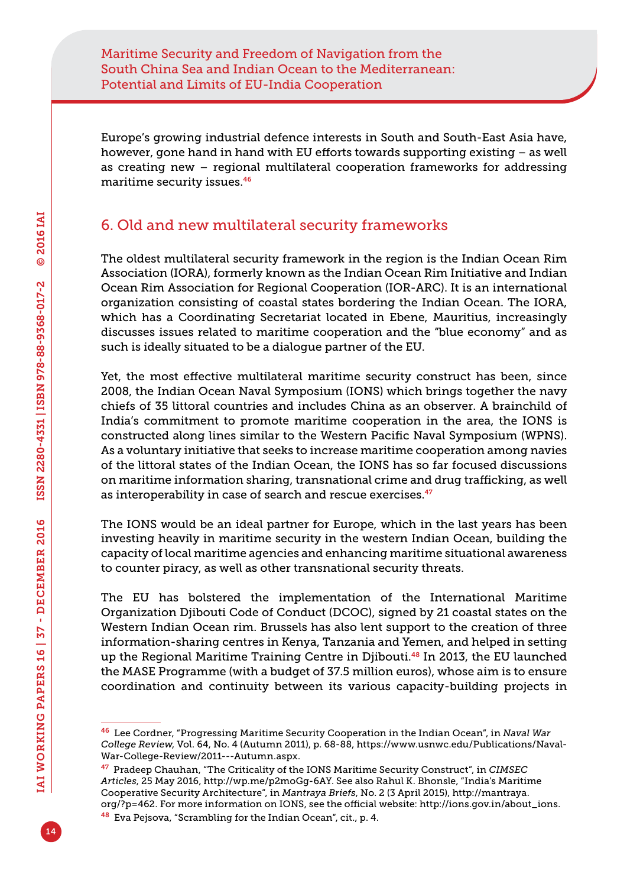Europe's growing industrial defence interests in South and South-East Asia have, however, gone hand in hand with EU efforts towards supporting existing – as well as creating new – regional multilateral cooperation frameworks for addressing maritime security issues.[46]

## 6. Old and new multilateral security frameworks

The oldest multilateral security framework in the region is the Indian Ocean Rim Association (IORA), formerly known as the Indian Ocean Rim Initiative and Indian Ocean Rim Association for Regional Cooperation (IOR-ARC). It is an international organization consisting of coastal states bordering the Indian Ocean. The IORA, which has a Coordinating Secretariat located in Ebene, Mauritius, increasingly discusses issues related to maritime cooperation and the "blue economy" and as such is ideally situated to be a dialogue partner of the EU.

Yet, the most effective multilateral maritime security construct has been, since 2008, the Indian Ocean Naval Symposium (IONS) which brings together the navy chiefs of 35 littoral countries and includes China as an observer. A brainchild of India's commitment to promote maritime cooperation in the area, the IONS is constructed along lines similar to the Western Pacific Naval Symposium (WPNS). As a voluntary initiative that seeks to increase maritime cooperation among navies of the littoral states of the Indian Ocean, the IONS has so far focused discussions on maritime information sharing, transnational crime and drug trafficking, as well as interoperability in case of search and rescue exercises.[47]

The IONS would be an ideal partner for Europe, which in the last years has been investing heavily in maritime security in the western Indian Ocean, building the capacity of local maritime agencies and enhancing maritime situational awareness to counter piracy, as well as other transnational security threats.

The EU has bolstered the implementation of the International Maritime Organization Djibouti Code of Conduct (DCOC), signed by 21 coastal states on the Western Indian Ocean rim. Brussels has also lent support to the creation of three information-sharing centres in Kenya, Tanzania and Yemen, and helped in setting up the Regional Maritime Training Centre in Djibouti.[48] In 2013, the EU launched the MASE Programme (with a budget of 37.5 million euros), whose aim is to ensure coordination and continuity between its various capacity-building projects in

---

[46] Lee Cordner, "Progressing Maritime Security Cooperation in the Indian Ocean", in *Naval War College Review*, Vol. 64, No. 4 (Autumn 2011), p. 68-88, https://www.usnwc.edu/Publications/Naval-War-College-Review/2011---Autumn.aspx.

[47] Pradeep Chauhan, "The Criticality of the IONS Maritime Security Construct", in *CIMSEC Articles*, 25 May 2016, http://wp.me/p2moGg-6AY. See also Rahul K. Bhonsle, "India's Maritime Cooperative Security Architecture", in *Mantraya Briefs*, No. 2 (3 April 2015), http://mantraya.org/?p=462. For more information on IONS, see the official website: http://ions.gov.in/about_ions.

[48] Eva Pejsova, "Scrambling for the Indian Ocean", cit., p. 4.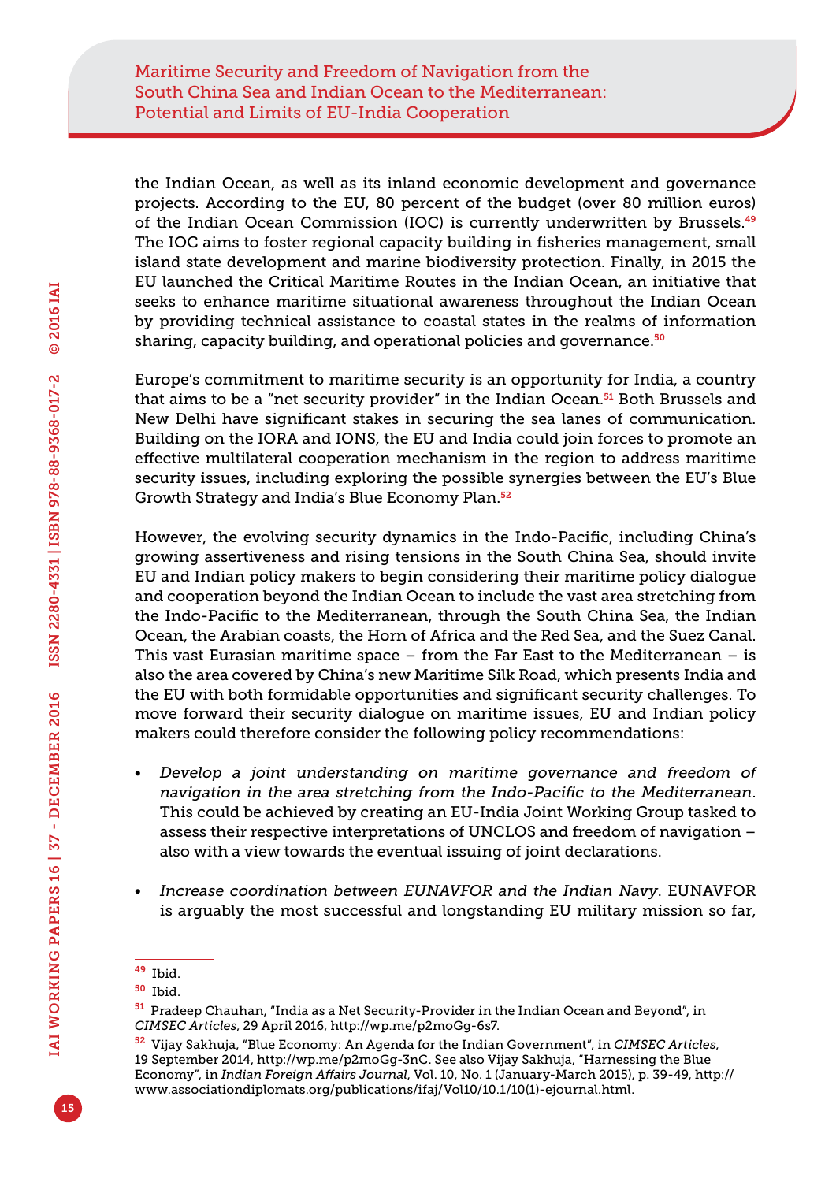the Indian Ocean, as well as its inland economic development and governance projects. According to the EU, 80 percent of the budget (over 80 million euros) of the Indian Ocean Commission (IOC) is currently underwritten by Brussels.[49] The IOC aims to foster regional capacity building in fisheries management, small island state development and marine biodiversity protection. Finally, in 2015 the EU launched the Critical Maritime Routes in the Indian Ocean, an initiative that seeks to enhance maritime situational awareness throughout the Indian Ocean by providing technical assistance to coastal states in the realms of information sharing, capacity building, and operational policies and governance.[50]

Europe's commitment to maritime security is an opportunity for India, a country that aims to be a "net security provider" in the Indian Ocean.[51] Both Brussels and New Delhi have significant stakes in securing the sea lanes of communication. Building on the IORA and IONS, the EU and India could join forces to promote an effective multilateral cooperation mechanism in the region to address maritime security issues, including exploring the possible synergies between the EU's Blue Growth Strategy and India's Blue Economy Plan.[52]

However, the evolving security dynamics in the Indo-Pacific, including China's growing assertiveness and rising tensions in the South China Sea, should invite EU and Indian policy makers to begin considering their maritime policy dialogue and cooperation beyond the Indian Ocean to include the vast area stretching from the Indo-Pacific to the Mediterranean, through the South China Sea, the Indian Ocean, the Arabian coasts, the Horn of Africa and the Red Sea, and the Suez Canal. This vast Eurasian maritime space – from the Far East to the Mediterranean – is also the area covered by China's new Maritime Silk Road, which presents India and the EU with both formidable opportunities and significant security challenges. To move forward their security dialogue on maritime issues, EU and Indian policy makers could therefore consider the following policy recommendations:

- *Develop a joint understanding on maritime governance and freedom of navigation in the area stretching from the Indo-Pacific to the Mediterranean*. This could be achieved by creating an EU-India Joint Working Group tasked to assess their respective interpretations of UNCLOS and freedom of navigation – also with a view towards the eventual issuing of joint declarations.
- *Increase coordination between EUNAVFOR and the Indian Navy*. EUNAVFOR is arguably the most successful and longstanding EU military mission so far,

---

[49] Ibid.

[50] Ibid.

[51] Pradeep Chauhan, "India as a Net Security-Provider in the Indian Ocean and Beyond", in *CIMSEC Articles*, 29 April 2016, http://wp.me/p2moGg-6s7.

[52] Vijay Sakhuja, "Blue Economy: An Agenda for the Indian Government", in *CIMSEC Articles*, 19 September 2014, http://wp.me/p2moGg-3nC. See also Vijay Sakhuja, "Harnessing the Blue Economy", in *Indian Foreign Affairs Journal*, Vol. 10, No. 1 (January-March 2015), p. 39-49, http://www.associationdiplomats.org/publications/ifaj/Vol10/10.1/10(1)-ejournal.html.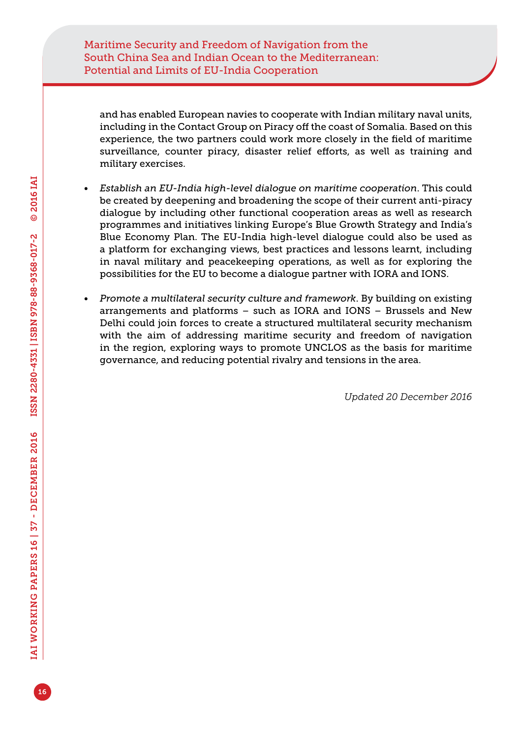and has enabled European navies to cooperate with Indian military naval units, including in the Contact Group on Piracy off the coast of Somalia. Based on this experience, the two partners could work more closely in the field of maritime surveillance, counter piracy, disaster relief efforts, as well as training and military exercises.

- *Establish an EU-India high-level dialogue on maritime cooperation*. This could be created by deepening and broadening the scope of their current anti-piracy dialogue by including other functional cooperation areas as well as research programmes and initiatives linking Europe's Blue Growth Strategy and India's Blue Economy Plan. The EU-India high-level dialogue could also be used as a platform for exchanging views, best practices and lessons learnt, including in naval military and peacekeeping operations, as well as for exploring the possibilities for the EU to become a dialogue partner with IORA and IONS.
- *Promote a multilateral security culture and framework*. By building on existing arrangements and platforms – such as IORA and IONS – Brussels and New Delhi could join forces to create a structured multilateral security mechanism with the aim of addressing maritime security and freedom of navigation in the region, exploring ways to promote UNCLOS as the basis for maritime governance, and reducing potential rivalry and tensions in the area.

*Updated 20 December 2016*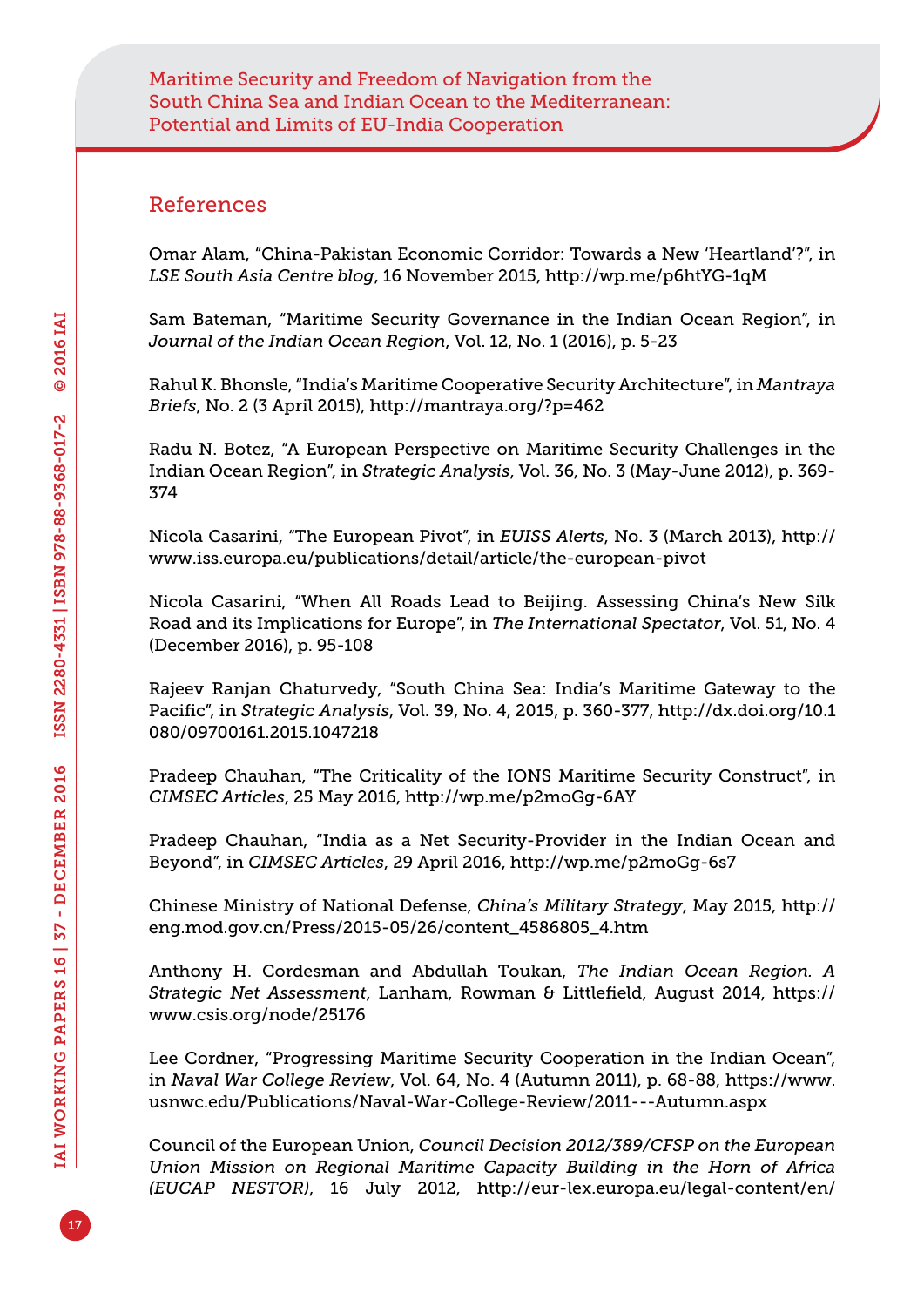## References

Omar Alam, "China-Pakistan Economic Corridor: Towards a New 'Heartland'?", in *LSE South Asia Centre blog*, 16 November 2015, http://wp.me/p6htYG-1qM

Sam Bateman, "Maritime Security Governance in the Indian Ocean Region", in *Journal of the Indian Ocean Region*, Vol. 12, No. 1 (2016), p. 5-23

Rahul K. Bhonsle, "India's Maritime Cooperative Security Architecture", in *Mantraya Briefs*, No. 2 (3 April 2015), http://mantraya.org/?p=462

Radu N. Botez, "A European Perspective on Maritime Security Challenges in the Indian Ocean Region", in *Strategic Analysis*, Vol. 36, No. 3 (May-June 2012), p. 369-374

Nicola Casarini, "The European Pivot", in *EUISS Alerts*, No. 3 (March 2013), http://www.iss.europa.eu/publications/detail/article/the-european-pivot

Nicola Casarini, "When All Roads Lead to Beijing. Assessing China's New Silk Road and its Implications for Europe", in *The International Spectator*, Vol. 51, No. 4 (December 2016), p. 95-108

Rajeev Ranjan Chaturvedy, "South China Sea: India's Maritime Gateway to the Pacific", in *Strategic Analysis*, Vol. 39, No. 4, 2015, p. 360-377, http://dx.doi.org/10.1080/09700161.2015.1047218

Pradeep Chauhan, "The Criticality of the IONS Maritime Security Construct", in *CIMSEC Articles*, 25 May 2016, http://wp.me/p2moGg-6AY

Pradeep Chauhan, "India as a Net Security-Provider in the Indian Ocean and Beyond", in *CIMSEC Articles*, 29 April 2016, http://wp.me/p2moGg-6s7

Chinese Ministry of National Defense, *China's Military Strategy*, May 2015, http://eng.mod.gov.cn/Press/2015-05/26/content_4586805_4.htm

Anthony H. Cordesman and Abdullah Toukan, *The Indian Ocean Region. A Strategic Net Assessment*, Lanham, Rowman & Littlefield, August 2014, https://www.csis.org/node/25176

Lee Cordner, "Progressing Maritime Security Cooperation in the Indian Ocean", in *Naval War College Review*, Vol. 64, No. 4 (Autumn 2011), p. 68-88, https://www.usnwc.edu/Publications/Naval-War-College-Review/2011---Autumn.aspx

Council of the European Union, *Council Decision 2012/389/CFSP on the European Union Mission on Regional Maritime Capacity Building in the Horn of Africa (EUCAP NESTOR)*, 16 July 2012, http://eur-lex.europa.eu/legal-content/en/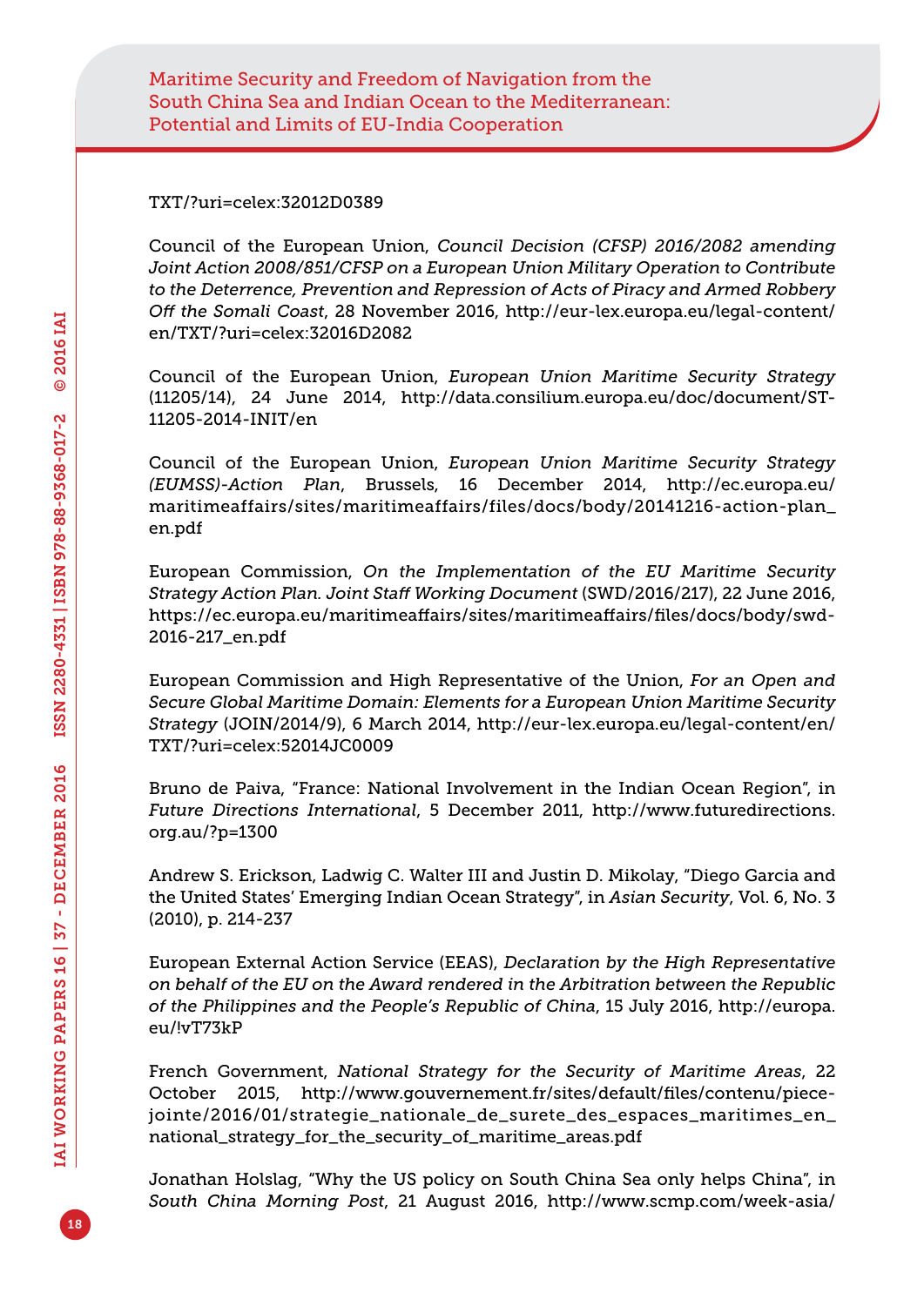TXT/?uri=celex:32012D0389

Council of the European Union, *Council Decision (CFSP) 2016/2082 amending Joint Action 2008/851/CFSP on a European Union Military Operation to Contribute to the Deterrence, Prevention and Repression of Acts of Piracy and Armed Robbery Off the Somali Coast*, 28 November 2016, http://eur-lex.europa.eu/legal-content/en/TXT/?uri=celex:32016D2082

Council of the European Union, *European Union Maritime Security Strategy* (11205/14), 24 June 2014, http://data.consilium.europa.eu/doc/document/ST-11205-2014-INIT/en

Council of the European Union, *European Union Maritime Security Strategy (EUMSS)-Action Plan*, Brussels, 16 December 2014, http://ec.europa.eu/maritimeaffairs/sites/maritimeaffairs/files/docs/body/20141216-action-plan_en.pdf

European Commission, *On the Implementation of the EU Maritime Security Strategy Action Plan. Joint Staff Working Document* (SWD/2016/217), 22 June 2016, https://ec.europa.eu/maritimeaffairs/sites/maritimeaffairs/files/docs/body/swd-2016-217_en.pdf

European Commission and High Representative of the Union, *For an Open and Secure Global Maritime Domain: Elements for a European Union Maritime Security Strategy* (JOIN/2014/9), 6 March 2014, http://eur-lex.europa.eu/legal-content/en/TXT/?uri=celex:52014JC0009

Bruno de Paiva, "France: National Involvement in the Indian Ocean Region", in *Future Directions International*, 5 December 2011, http://www.futuredirections.org.au/?p=1300

Andrew S. Erickson, Ladwig C. Walter III and Justin D. Mikolay, "Diego Garcia and the United States' Emerging Indian Ocean Strategy", in *Asian Security*, Vol. 6, No. 3 (2010), p. 214-237

European External Action Service (EEAS), *Declaration by the High Representative on behalf of the EU on the Award rendered in the Arbitration between the Republic of the Philippines and the People's Republic of China*, 15 July 2016, http://europa.eu/!vT73kP

French Government, *National Strategy for the Security of Maritime Areas*, 22 October 2015, http://www.gouvernement.fr/sites/default/files/contenu/piece-jointe/2016/01/strategie_nationale_de_surete_des_espaces_maritimes_en_national_strategy_for_the_security_of_maritime_areas.pdf

Jonathan Holslag, "Why the US policy on South China Sea only helps China", in *South China Morning Post*, 21 August 2016, http://www.scmp.com/week-asia/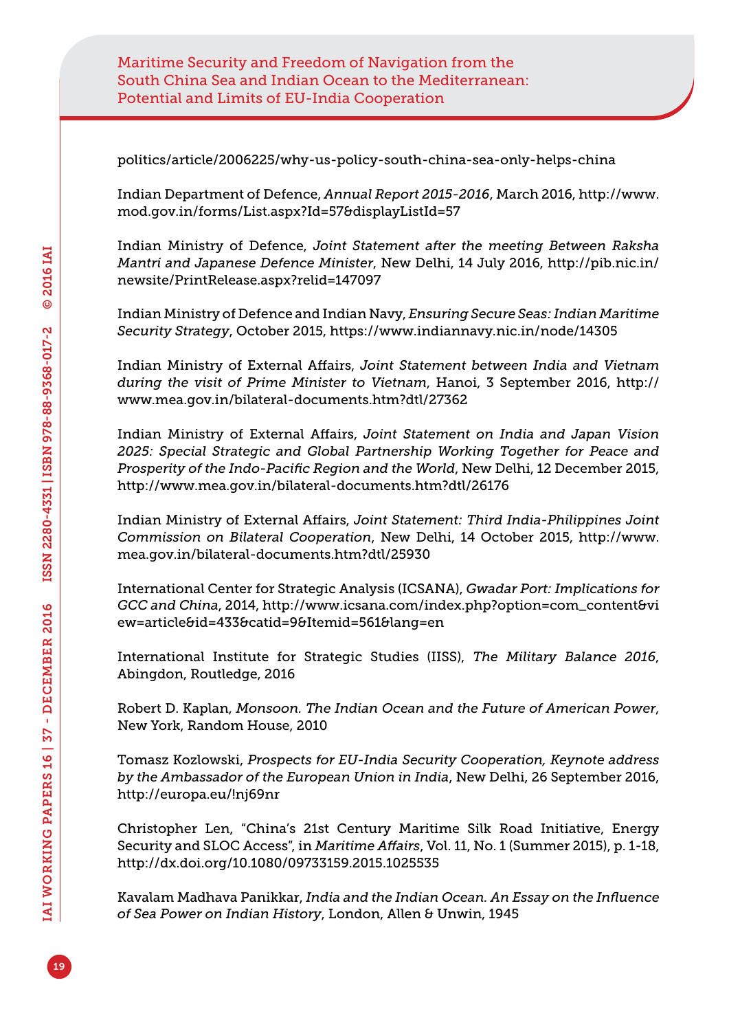politics/article/2006225/why-us-policy-south-china-sea-only-helps-china

Indian Department of Defence, *Annual Report 2015-2016*, March 2016, http://www.mod.gov.in/forms/List.aspx?Id=57&displayListId=57

Indian Ministry of Defence, *Joint Statement after the meeting Between Raksha Mantri and Japanese Defence Minister*, New Delhi, 14 July 2016, http://pib.nic.in/newsite/PrintRelease.aspx?relid=147097

Indian Ministry of Defence and Indian Navy, *Ensuring Secure Seas: Indian Maritime Security Strategy*, October 2015, https://www.indiannavy.nic.in/node/14305

Indian Ministry of External Affairs, *Joint Statement between India and Vietnam during the visit of Prime Minister to Vietnam*, Hanoi, 3 September 2016, http://www.mea.gov.in/bilateral-documents.htm?dtl/27362

Indian Ministry of External Affairs, *Joint Statement on India and Japan Vision 2025: Special Strategic and Global Partnership Working Together for Peace and Prosperity of the Indo-Pacific Region and the World*, New Delhi, 12 December 2015, http://www.mea.gov.in/bilateral-documents.htm?dtl/26176

Indian Ministry of External Affairs, *Joint Statement: Third India-Philippines Joint Commission on Bilateral Cooperation*, New Delhi, 14 October 2015, http://www.mea.gov.in/bilateral-documents.htm?dtl/25930

International Center for Strategic Analysis (ICSANA), *Gwadar Port: Implications for GCC and China*, 2014, http://www.icsana.com/index.php?option=com_content&view=article&id=433&catid=9&Itemid=561&lang=en

International Institute for Strategic Studies (IISS), *The Military Balance 2016*, Abingdon, Routledge, 2016

Robert D. Kaplan, *Monsoon. The Indian Ocean and the Future of American Power*, New York, Random House, 2010

Tomasz Kozlowski, *Prospects for EU-India Security Cooperation, Keynote address by the Ambassador of the European Union in India*, New Delhi, 26 September 2016, http://europa.eu/!nj69nr

Christopher Len, "China's 21st Century Maritime Silk Road Initiative, Energy Security and SLOC Access", in *Maritime Affairs*, Vol. 11, No. 1 (Summer 2015), p. 1-18, http://dx.doi.org/10.1080/09733159.2015.1025535

Kavalam Madhava Panikkar, *India and the Indian Ocean. An Essay on the Influence of Sea Power on Indian History*, London, Allen & Unwin, 1945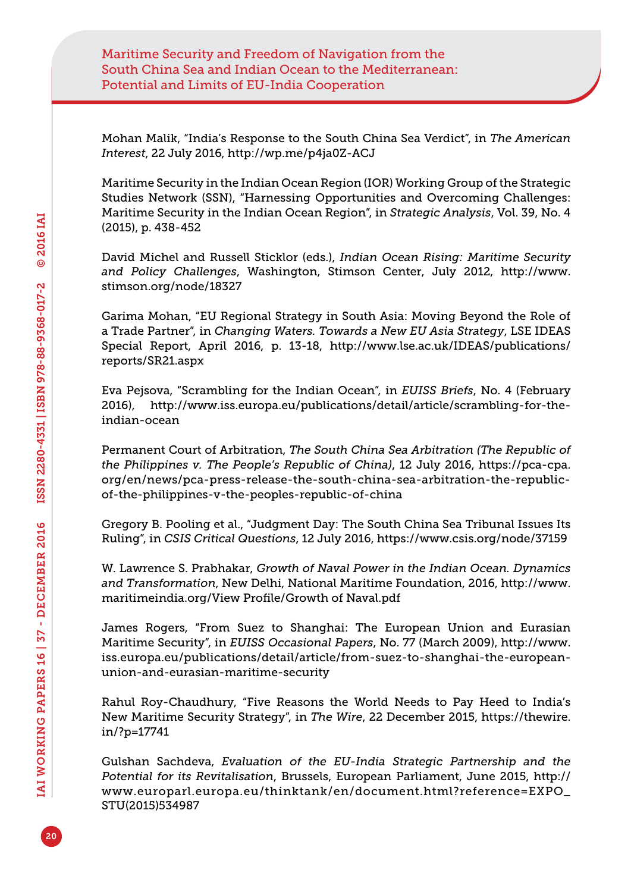Mohan Malik, "India's Response to the South China Sea Verdict", in *The American Interest*, 22 July 2016, http://wp.me/p4ja0Z-ACJ

Maritime Security in the Indian Ocean Region (IOR) Working Group of the Strategic Studies Network (SSN), "Harnessing Opportunities and Overcoming Challenges: Maritime Security in the Indian Ocean Region", in *Strategic Analysis*, Vol. 39, No. 4 (2015), p. 438-452

David Michel and Russell Sticklor (eds.), *Indian Ocean Rising: Maritime Security and Policy Challenges*, Washington, Stimson Center, July 2012, http://www.stimson.org/node/18327

Garima Mohan, "EU Regional Strategy in South Asia: Moving Beyond the Role of a Trade Partner", in *Changing Waters. Towards a New EU Asia Strategy*, LSE IDEAS Special Report, April 2016, p. 13-18, http://www.lse.ac.uk/IDEAS/publications/reports/SR21.aspx

Eva Pejsova, "Scrambling for the Indian Ocean", in *EUISS Briefs*, No. 4 (February 2016), http://www.iss.europa.eu/publications/detail/article/scrambling-for-the-indian-ocean

Permanent Court of Arbitration, *The South China Sea Arbitration (The Republic of the Philippines v. The People's Republic of China)*, 12 July 2016, https://pca-cpa.org/en/news/pca-press-release-the-south-china-sea-arbitration-the-republic-of-the-philippines-v-the-peoples-republic-of-china

Gregory B. Pooling et al., "Judgment Day: The South China Sea Tribunal Issues Its Ruling", in *CSIS Critical Questions*, 12 July 2016, https://www.csis.org/node/37159

W. Lawrence S. Prabhakar, *Growth of Naval Power in the Indian Ocean. Dynamics and Transformation*, New Delhi, National Maritime Foundation, 2016, http://www.maritimeindia.org/View Profile/Growth of Naval.pdf

James Rogers, "From Suez to Shanghai: The European Union and Eurasian Maritime Security", in *EUISS Occasional Papers*, No. 77 (March 2009), http://www.iss.europa.eu/publications/detail/article/from-suez-to-shanghai-the-european-union-and-eurasian-maritime-security

Rahul Roy-Chaudhury, "Five Reasons the World Needs to Pay Heed to India's New Maritime Security Strategy", in *The Wire*, 22 December 2015, https://thewire.in/?p=17741

Gulshan Sachdeva, *Evaluation of the EU-India Strategic Partnership and the Potential for its Revitalisation*, Brussels, European Parliament, June 2015, http://www.europarl.europa.eu/thinktank/en/document.html?reference=EXPO_STU(2015)534987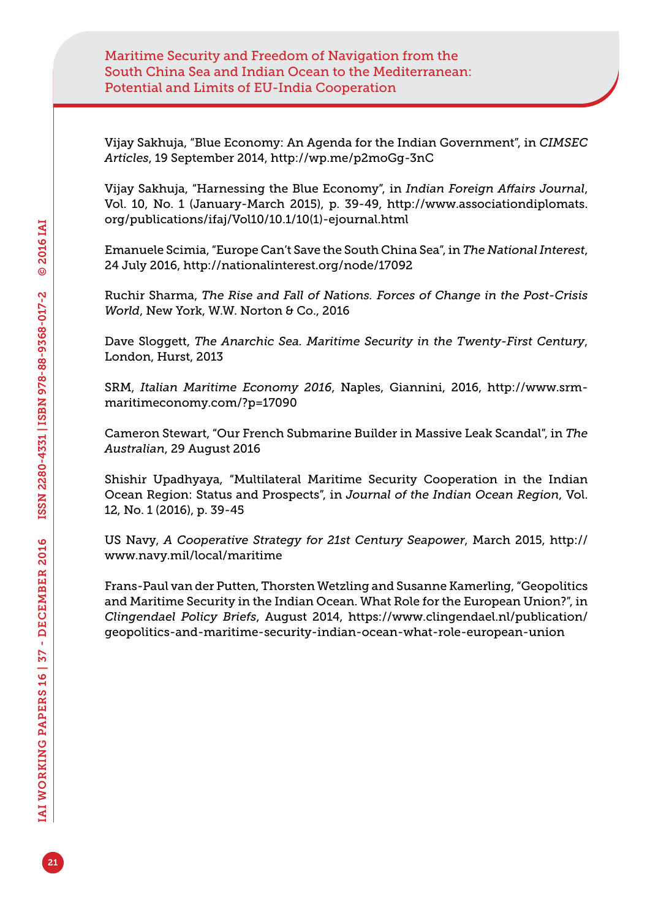Vijay Sakhuja, "Blue Economy: An Agenda for the Indian Government", in *CIMSEC Articles*, 19 September 2014, http://wp.me/p2moGg-3nC

Vijay Sakhuja, "Harnessing the Blue Economy", in *Indian Foreign Affairs Journal*, Vol. 10, No. 1 (January-March 2015), p. 39-49, http://www.associationdiplomats.org/publications/ifaj/Vol10/10.1/10(1)-ejournal.html

Emanuele Scimia, "Europe Can't Save the South China Sea", in *The National Interest*, 24 July 2016, http://nationalinterest.org/node/17092

Ruchir Sharma, *The Rise and Fall of Nations. Forces of Change in the Post-Crisis World*, New York, W.W. Norton & Co., 2016

Dave Sloggett, *The Anarchic Sea. Maritime Security in the Twenty-First Century*, London, Hurst, 2013

SRM, *Italian Maritime Economy 2016*, Naples, Giannini, 2016, http://www.srm-maritimeconomy.com/?p=17090

Cameron Stewart, "Our French Submarine Builder in Massive Leak Scandal", in *The Australian*, 29 August 2016

Shishir Upadhyaya, "Multilateral Maritime Security Cooperation in the Indian Ocean Region: Status and Prospects", in *Journal of the Indian Ocean Region*, Vol. 12, No. 1 (2016), p. 39-45

US Navy, *A Cooperative Strategy for 21st Century Seapower*, March 2015, http://www.navy.mil/local/maritime

Frans-Paul van der Putten, Thorsten Wetzling and Susanne Kamerling, "Geopolitics and Maritime Security in the Indian Ocean. What Role for the European Union?", in *Clingendael Policy Briefs*, August 2014, https://www.clingendael.nl/publication/geopolitics-and-maritime-security-indian-ocean-what-role-european-union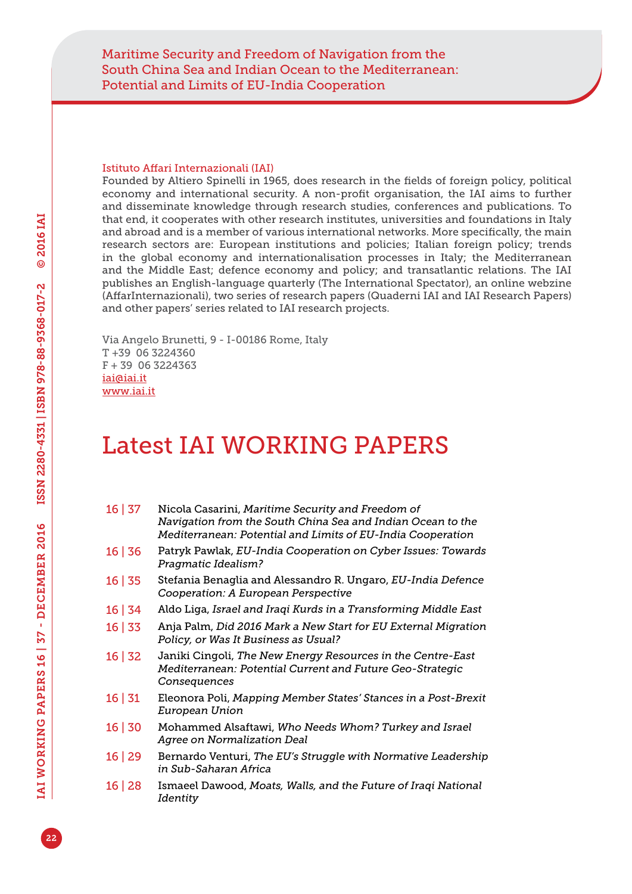**Istituto Affari Internazionali (IAI)**

Founded by Altiero Spinelli in 1965, does research in the fields of foreign policy, political economy and international security. A non-profit organisation, the IAI aims to further and disseminate knowledge through research studies, conferences and publications. To that end, it cooperates with other research institutes, universities and foundations in Italy and abroad and is a member of various international networks. More specifically, the main research sectors are: European institutions and policies; Italian foreign policy; trends in the global economy and internationalisation processes in Italy; the Mediterranean and the Middle East; defence economy and policy; and transatlantic relations. The IAI publishes an English-language quarterly (The International Spectator), an online webzine (AffarInternazionali), two series of research papers (Quaderni IAI and IAI Research Papers) and other papers' series related to IAI research projects.

Via Angelo Brunetti, 9 - I-00186 Rome, Italy
T +39 06 3224360
F + 39 06 3224363
iai@iai.it
www.iai.it

# Latest IAI WORKING PAPERS

| | |
|---|---|
| 16 \| 37 | Nicola Casarini, *Maritime Security and Freedom of Navigation from the South China Sea and Indian Ocean to the Mediterranean: Potential and Limits of EU-India Cooperation* |
| 16 \| 36 | Patryk Pawlak, *EU-India Cooperation on Cyber Issues: Towards Pragmatic Idealism?* |
| 16 \| 35 | Stefania Benaglia and Alessandro R. Ungaro, *EU-India Defence Cooperation: A European Perspective* |
| 16 \| 34 | Aldo Liga, *Israel and Iraqi Kurds in a Transforming Middle East* |
| 16 \| 33 | Anja Palm, *Did 2016 Mark a New Start for EU External Migration Policy, or Was It Business as Usual?* |
| 16 \| 32 | Janiki Cingoli, *The New Energy Resources in the Centre-East Mediterranean: Potential Current and Future Geo-Strategic Consequences* |
| 16 \| 31 | Eleonora Poli, *Mapping Member States' Stances in a Post-Brexit European Union* |
| 16 \| 30 | Mohammed Alsaftawi, *Who Needs Whom? Turkey and Israel Agree on Normalization Deal* |
| 16 \| 29 | Bernardo Venturi, *The EU's Struggle with Normative Leadership in Sub-Saharan Africa* |
| 16 \| 28 | Ismaeel Dawood, *Moats, Walls, and the Future of Iraqi National Identity* |